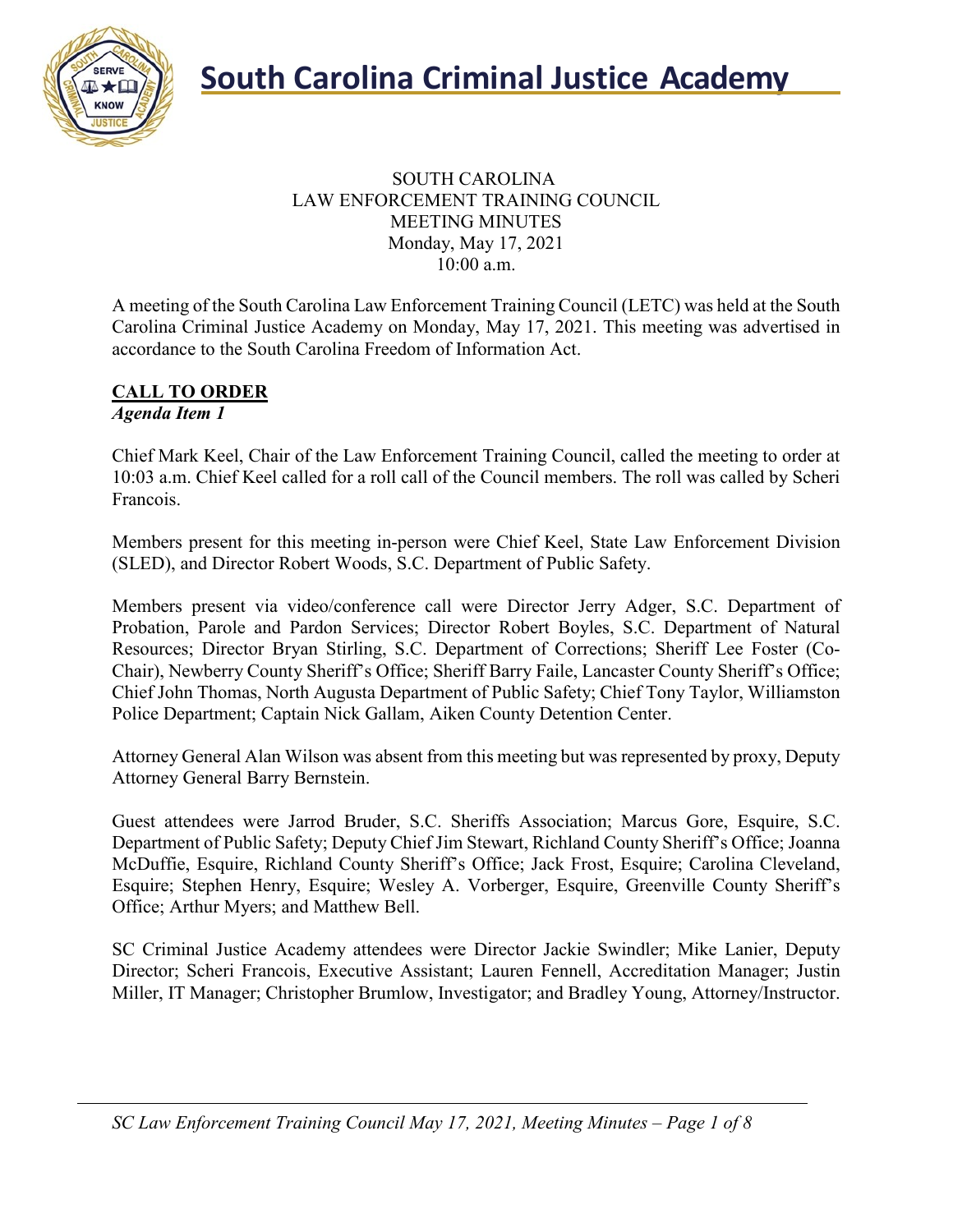# South Carolina Criminal Justice Academy

SOUTH CAROLINA
LAW ENFORCEMENT TRAINING COUNCIL
MEETING MINUTES
Monday, May 17, 2021
10:00 a.m.

A meeting of the South Carolina Law Enforcement Training Council (LETC) was held at the South Carolina Criminal Justice Academy on Monday, May 17, 2021. This meeting was advertised in accordance to the South Carolina Freedom of Information Act.

## CALL TO ORDER

*Agenda Item 1*

Chief Mark Keel, Chair of the Law Enforcement Training Council, called the meeting to order at 10:03 a.m. Chief Keel called for a roll call of the Council members. The roll was called by Scheri Francois.

Members present for this meeting in-person were Chief Keel, State Law Enforcement Division (SLED), and Director Robert Woods, S.C. Department of Public Safety.

Members present via video/conference call were Director Jerry Adger, S.C. Department of Probation, Parole and Pardon Services; Director Robert Boyles, S.C. Department of Natural Resources; Director Bryan Stirling, S.C. Department of Corrections; Sheriff Lee Foster (Co-Chair), Newberry County Sheriff's Office; Sheriff Barry Faile, Lancaster County Sheriff's Office; Chief John Thomas, North Augusta Department of Public Safety; Chief Tony Taylor, Williamston Police Department; Captain Nick Gallam, Aiken County Detention Center.

Attorney General Alan Wilson was absent from this meeting but was represented by proxy, Deputy Attorney General Barry Bernstein.

Guest attendees were Jarrod Bruder, S.C. Sheriffs Association; Marcus Gore, Esquire, S.C. Department of Public Safety; Deputy Chief Jim Stewart, Richland County Sheriff's Office; Joanna McDuffie, Esquire, Richland County Sheriff's Office; Jack Frost, Esquire; Carolina Cleveland, Esquire; Stephen Henry, Esquire; Wesley A. Vorberger, Esquire, Greenville County Sheriff's Office; Arthur Myers; and Matthew Bell.

SC Criminal Justice Academy attendees were Director Jackie Swindler; Mike Lanier, Deputy Director; Scheri Francois, Executive Assistant; Lauren Fennell, Accreditation Manager; Justin Miller, IT Manager; Christopher Brumlow, Investigator; and Bradley Young, Attorney/Instructor.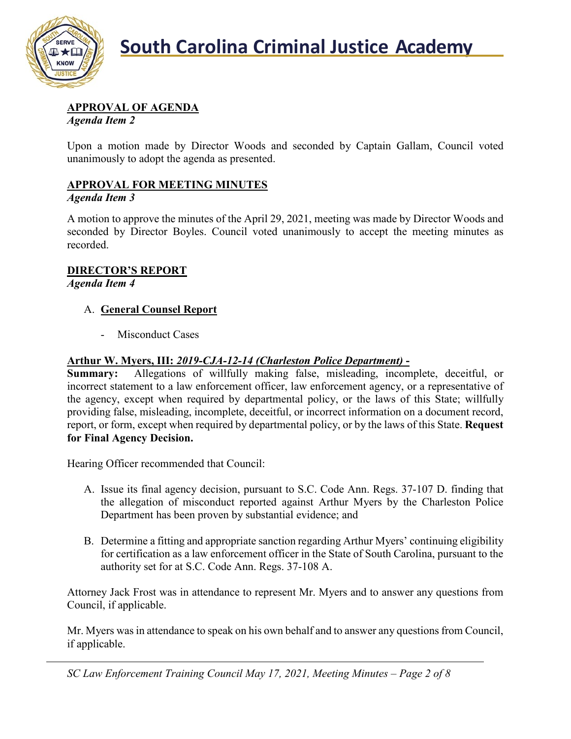**APPROVAL OF AGENDA**
*Agenda Item 2*

Upon a motion made by Director Woods and seconded by Captain Gallam, Council voted unanimously to adopt the agenda as presented.

**APPROVAL FOR MEETING MINUTES**
*Agenda Item 3*

A motion to approve the minutes of the April 29, 2021, meeting was made by Director Woods and seconded by Director Boyles. Council voted unanimously to accept the meeting minutes as recorded.

**DIRECTOR'S REPORT**
*Agenda Item 4*

A. **General Counsel Report**

- Misconduct Cases

**Arthur W. Myers, III:** ***2019-CJA-12-14 (Charleston Police Department) -***
**Summary:** Allegations of willfully making false, misleading, incomplete, deceitful, or incorrect statement to a law enforcement officer, law enforcement agency, or a representative of the agency, except when required by departmental policy, or the laws of this State; willfully providing false, misleading, incomplete, deceitful, or incorrect information on a document record, report, or form, except when required by departmental policy, or by the laws of this State. **Request for Final Agency Decision.**

Hearing Officer recommended that Council:

A. Issue its final agency decision, pursuant to S.C. Code Ann. Regs. 37-107 D. finding that the allegation of misconduct reported against Arthur Myers by the Charleston Police Department has been proven by substantial evidence; and

B. Determine a fitting and appropriate sanction regarding Arthur Myers' continuing eligibility for certification as a law enforcement officer in the State of South Carolina, pursuant to the authority set for at S.C. Code Ann. Regs. 37-108 A.

Attorney Jack Frost was in attendance to represent Mr. Myers and to answer any questions from Council, if applicable.

Mr. Myers was in attendance to speak on his own behalf and to answer any questions from Council, if applicable.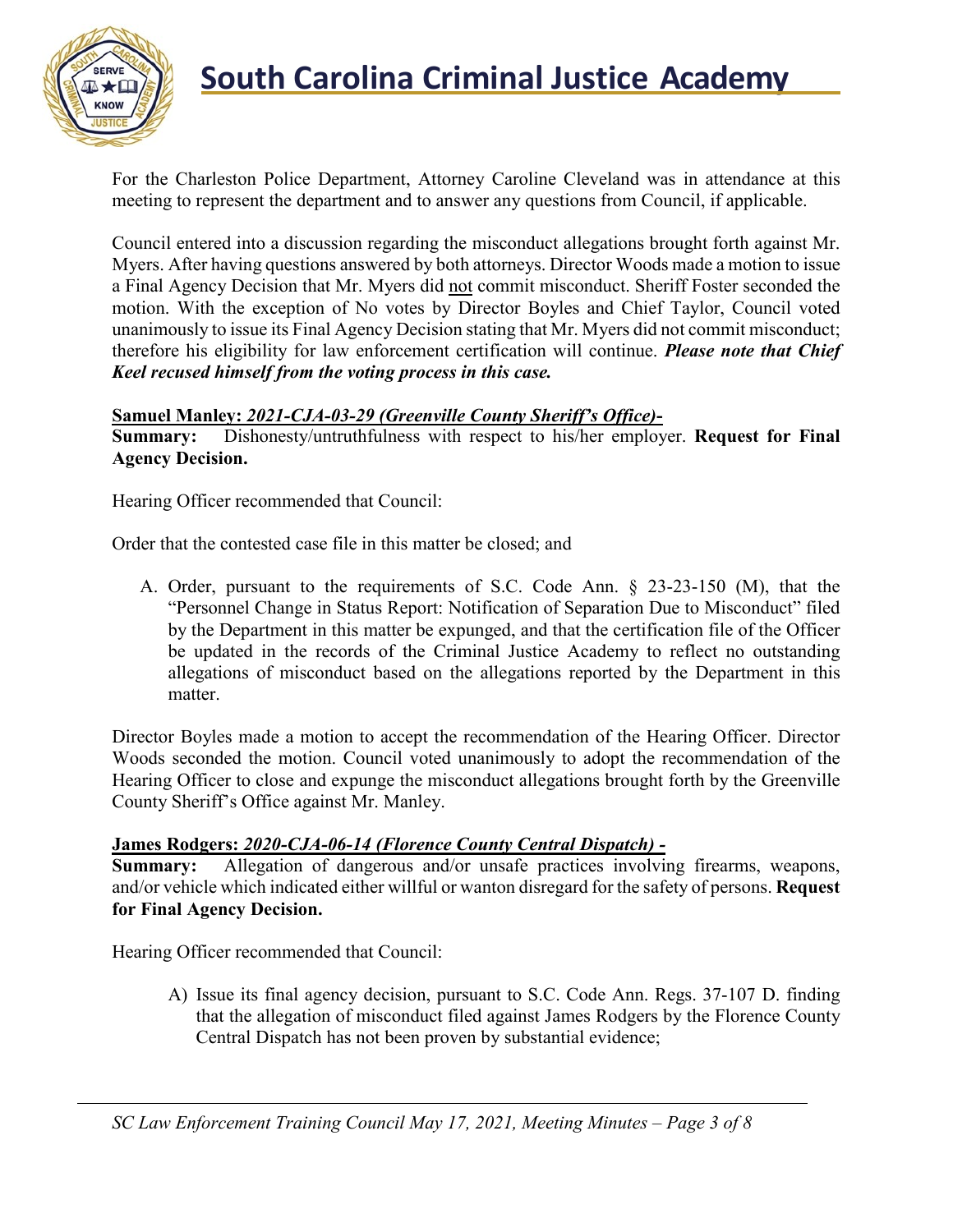For the Charleston Police Department, Attorney Caroline Cleveland was in attendance at this meeting to represent the department and to answer any questions from Council, if applicable.

Council entered into a discussion regarding the misconduct allegations brought forth against Mr. Myers. After having questions answered by both attorneys. Director Woods made a motion to issue a Final Agency Decision that Mr. Myers did not commit misconduct. Sheriff Foster seconded the motion. With the exception of No votes by Director Boyles and Chief Taylor, Council voted unanimously to issue its Final Agency Decision stating that Mr. Myers did not commit misconduct; therefore his eligibility for law enforcement certification will continue. ***Please note that Chief Keel recused himself from the voting process in this case.***

**Samuel Manley: *2021-CJA-03-29 (Greenville County Sheriff's Office)-***
**Summary:** Dishonesty/untruthfulness with respect to his/her employer. **Request for Final Agency Decision.**

Hearing Officer recommended that Council:

Order that the contested case file in this matter be closed; and

A. Order, pursuant to the requirements of S.C. Code Ann. § 23-23-150 (M), that the "Personnel Change in Status Report: Notification of Separation Due to Misconduct" filed by the Department in this matter be expunged, and that the certification file of the Officer be updated in the records of the Criminal Justice Academy to reflect no outstanding allegations of misconduct based on the allegations reported by the Department in this matter.

Director Boyles made a motion to accept the recommendation of the Hearing Officer. Director Woods seconded the motion. Council voted unanimously to adopt the recommendation of the Hearing Officer to close and expunge the misconduct allegations brought forth by the Greenville County Sheriff's Office against Mr. Manley.

**James Rodgers: *2020-CJA-06-14 (Florence County Central Dispatch) -***
**Summary:** Allegation of dangerous and/or unsafe practices involving firearms, weapons, and/or vehicle which indicated either willful or wanton disregard for the safety of persons. **Request for Final Agency Decision.**

Hearing Officer recommended that Council:

A) Issue its final agency decision, pursuant to S.C. Code Ann. Regs. 37-107 D. finding that the allegation of misconduct filed against James Rodgers by the Florence County Central Dispatch has not been proven by substantial evidence;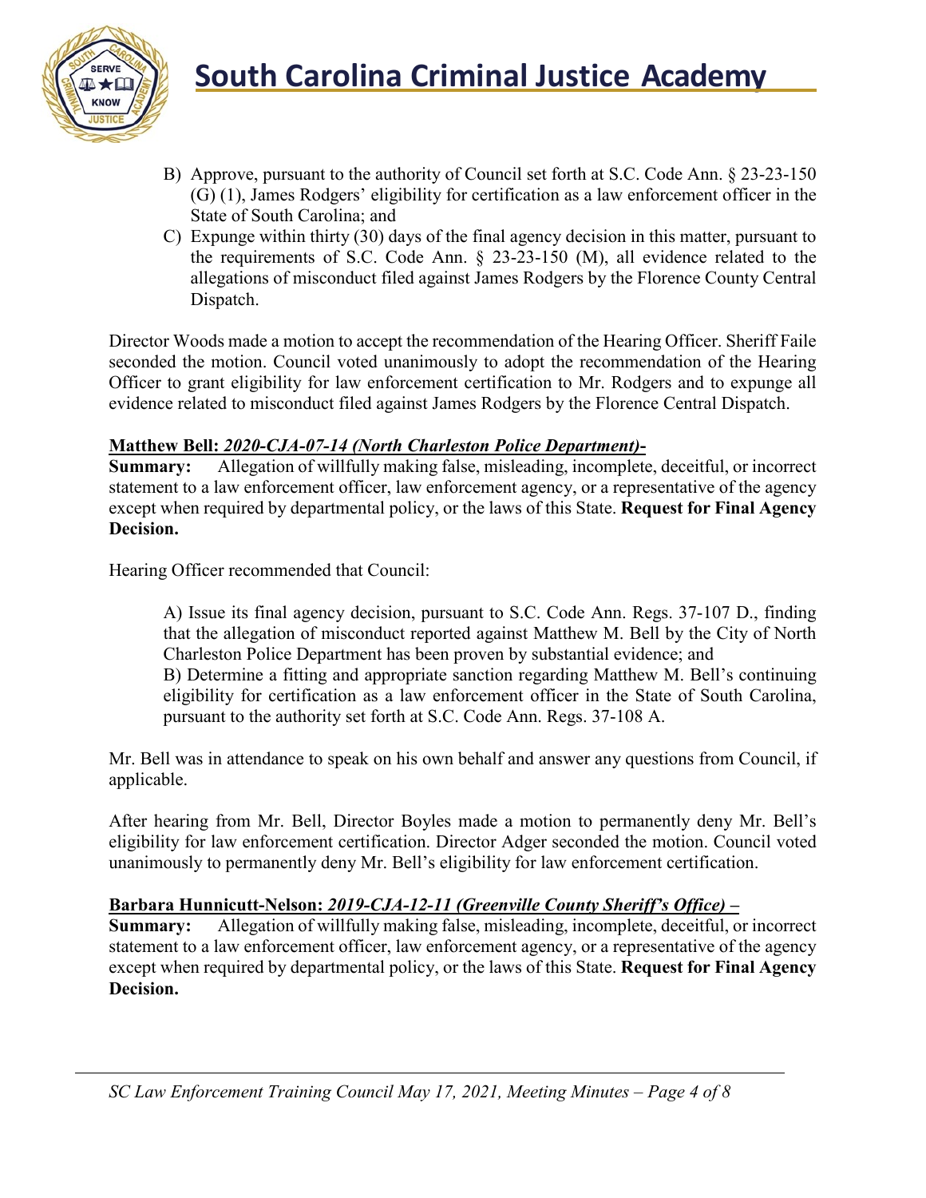B) Approve, pursuant to the authority of Council set forth at S.C. Code Ann. § 23-23-150 (G) (1), James Rodgers' eligibility for certification as a law enforcement officer in the State of South Carolina; and

C) Expunge within thirty (30) days of the final agency decision in this matter, pursuant to the requirements of S.C. Code Ann. § 23-23-150 (M), all evidence related to the allegations of misconduct filed against James Rodgers by the Florence County Central Dispatch.

Director Woods made a motion to accept the recommendation of the Hearing Officer. Sheriff Faile seconded the motion. Council voted unanimously to adopt the recommendation of the Hearing Officer to grant eligibility for law enforcement certification to Mr. Rodgers and to expunge all evidence related to misconduct filed against James Rodgers by the Florence Central Dispatch.

**Matthew Bell:** ***2020-CJA-07-14 (North Charleston Police Department)-***

**Summary:** Allegation of willfully making false, misleading, incomplete, deceitful, or incorrect statement to a law enforcement officer, law enforcement agency, or a representative of the agency except when required by departmental policy, or the laws of this State. **Request for Final Agency Decision.**

Hearing Officer recommended that Council:

A) Issue its final agency decision, pursuant to S.C. Code Ann. Regs. 37-107 D., finding that the allegation of misconduct reported against Matthew M. Bell by the City of North Charleston Police Department has been proven by substantial evidence; and

B) Determine a fitting and appropriate sanction regarding Matthew M. Bell's continuing eligibility for certification as a law enforcement officer in the State of South Carolina, pursuant to the authority set forth at S.C. Code Ann. Regs. 37-108 A.

Mr. Bell was in attendance to speak on his own behalf and answer any questions from Council, if applicable.

After hearing from Mr. Bell, Director Boyles made a motion to permanently deny Mr. Bell's eligibility for law enforcement certification. Director Adger seconded the motion. Council voted unanimously to permanently deny Mr. Bell's eligibility for law enforcement certification.

**Barbara Hunnicutt-Nelson:** ***2019-CJA-12-11 (Greenville County Sheriff's Office) –***

**Summary:** Allegation of willfully making false, misleading, incomplete, deceitful, or incorrect statement to a law enforcement officer, law enforcement agency, or a representative of the agency except when required by departmental policy, or the laws of this State. **Request for Final Agency Decision.**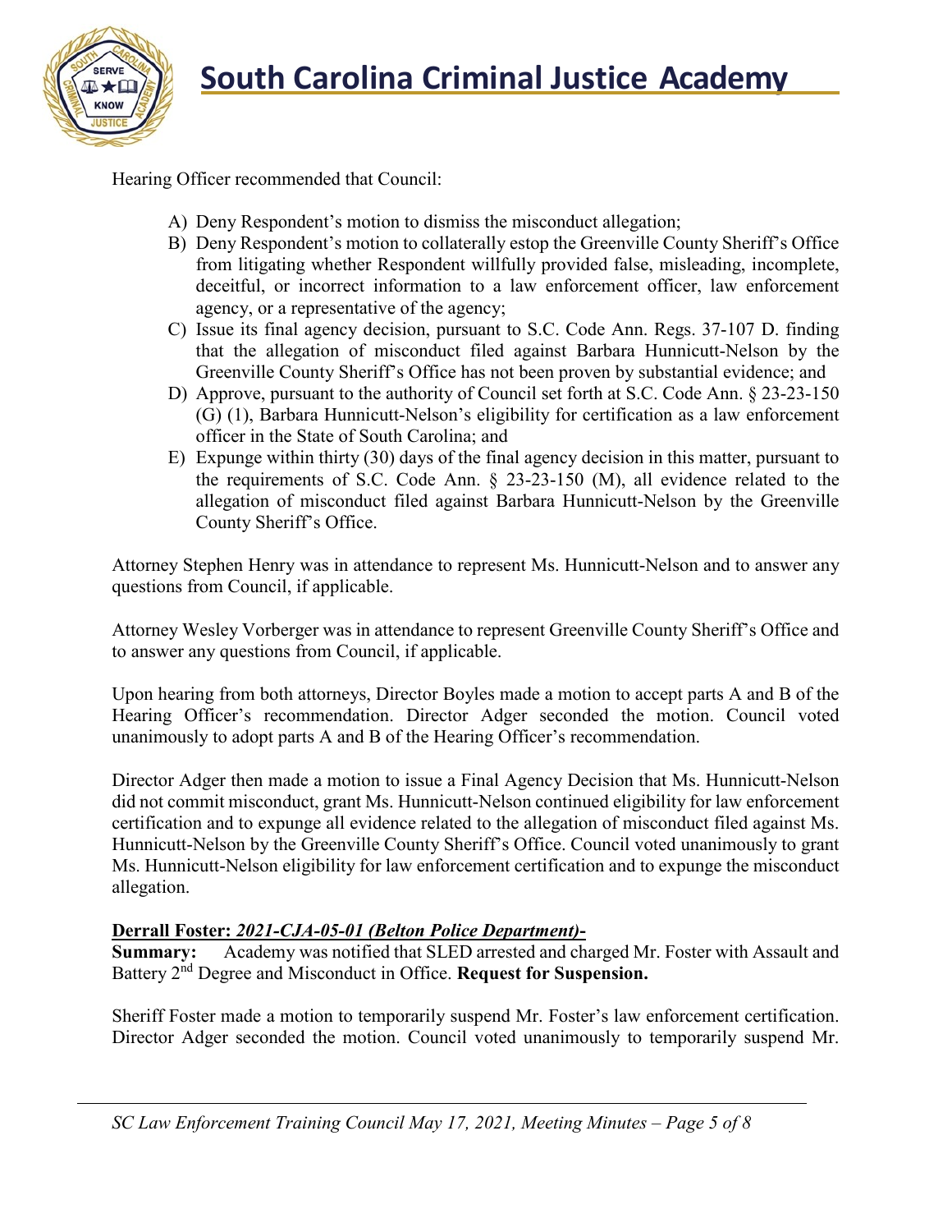Hearing Officer recommended that Council:

A) Deny Respondent's motion to dismiss the misconduct allegation;
B) Deny Respondent's motion to collaterally estop the Greenville County Sheriff's Office from litigating whether Respondent willfully provided false, misleading, incomplete, deceitful, or incorrect information to a law enforcement officer, law enforcement agency, or a representative of the agency;
C) Issue its final agency decision, pursuant to S.C. Code Ann. Regs. 37-107 D. finding that the allegation of misconduct filed against Barbara Hunnicutt-Nelson by the Greenville County Sheriff's Office has not been proven by substantial evidence; and
D) Approve, pursuant to the authority of Council set forth at S.C. Code Ann. § 23-23-150 (G) (1), Barbara Hunnicutt-Nelson's eligibility for certification as a law enforcement officer in the State of South Carolina; and
E) Expunge within thirty (30) days of the final agency decision in this matter, pursuant to the requirements of S.C. Code Ann. § 23-23-150 (M), all evidence related to the allegation of misconduct filed against Barbara Hunnicutt-Nelson by the Greenville County Sheriff's Office.

Attorney Stephen Henry was in attendance to represent Ms. Hunnicutt-Nelson and to answer any questions from Council, if applicable.

Attorney Wesley Vorberger was in attendance to represent Greenville County Sheriff's Office and to answer any questions from Council, if applicable.

Upon hearing from both attorneys, Director Boyles made a motion to accept parts A and B of the Hearing Officer's recommendation. Director Adger seconded the motion. Council voted unanimously to adopt parts A and B of the Hearing Officer's recommendation.

Director Adger then made a motion to issue a Final Agency Decision that Ms. Hunnicutt-Nelson did not commit misconduct, grant Ms. Hunnicutt-Nelson continued eligibility for law enforcement certification and to expunge all evidence related to the allegation of misconduct filed against Ms. Hunnicutt-Nelson by the Greenville County Sheriff's Office. Council voted unanimously to grant Ms. Hunnicutt-Nelson eligibility for law enforcement certification and to expunge the misconduct allegation.

**Derrall Foster: *2021-CJA-05-01 (Belton Police Department)*-**
**Summary:** Academy was notified that SLED arrested and charged Mr. Foster with Assault and Battery 2nd Degree and Misconduct in Office. **Request for Suspension.**

Sheriff Foster made a motion to temporarily suspend Mr. Foster's law enforcement certification. Director Adger seconded the motion. Council voted unanimously to temporarily suspend Mr.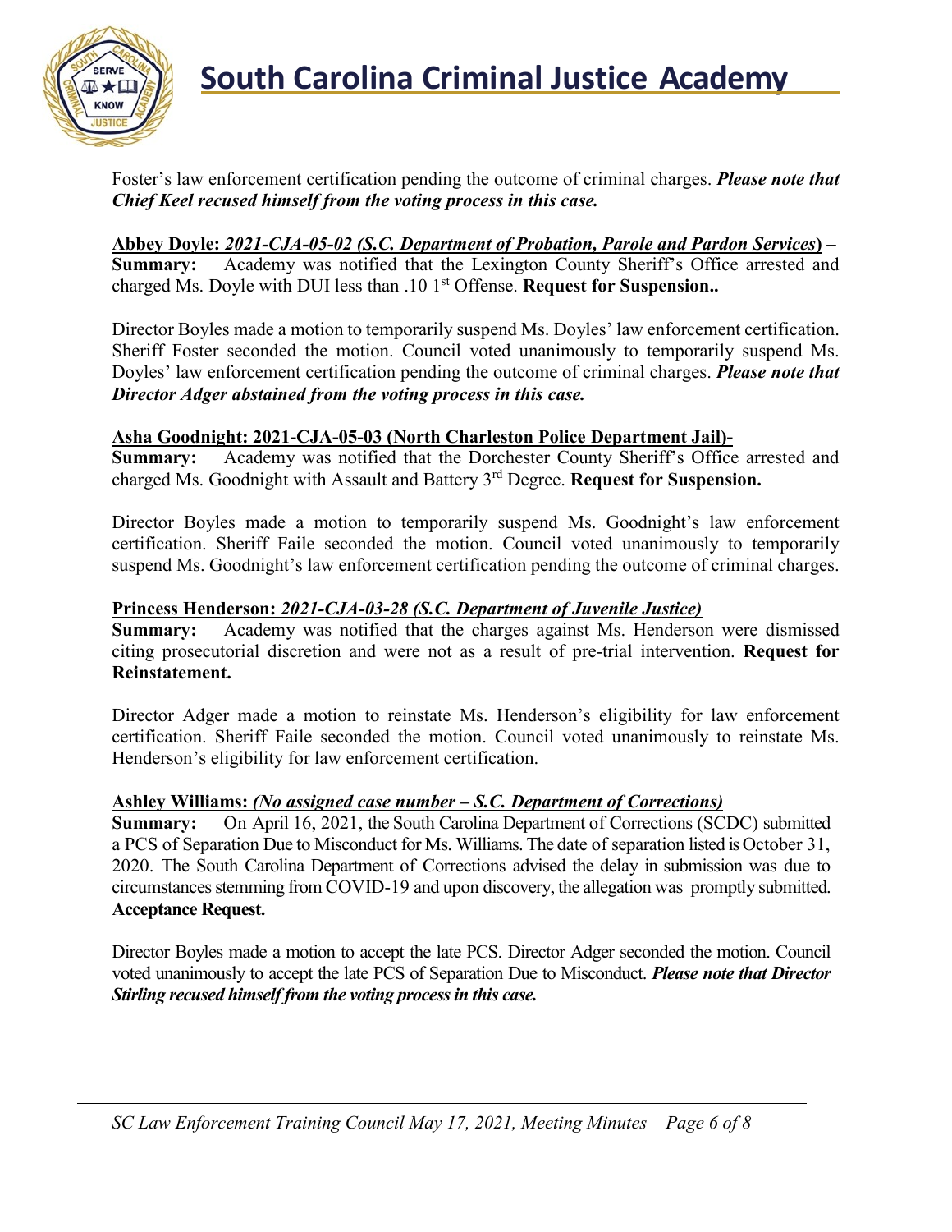Foster's law enforcement certification pending the outcome of criminal charges. ***Please note that Chief Keel recused himself from the voting process in this case.***

**Abbey Doyle:** ***2021-CJA-05-02 (S.C. Department of Probation, Parole and Pardon Services)*** **–**
**Summary:** Academy was notified that the Lexington County Sheriff's Office arrested and charged Ms. Doyle with DUI less than .10 1st Offense. **Request for Suspension..**

Director Boyles made a motion to temporarily suspend Ms. Doyles' law enforcement certification. Sheriff Foster seconded the motion. Council voted unanimously to temporarily suspend Ms. Doyles' law enforcement certification pending the outcome of criminal charges. ***Please note that Director Adger abstained from the voting process in this case.***

**Asha Goodnight: 2021-CJA-05-03 (North Charleston Police Department Jail)-**
**Summary:** Academy was notified that the Dorchester County Sheriff's Office arrested and charged Ms. Goodnight with Assault and Battery 3rd Degree. **Request for Suspension.**

Director Boyles made a motion to temporarily suspend Ms. Goodnight's law enforcement certification. Sheriff Faile seconded the motion. Council voted unanimously to temporarily suspend Ms. Goodnight's law enforcement certification pending the outcome of criminal charges.

**Princess Henderson:** ***2021-CJA-03-28 (S.C. Department of Juvenile Justice)***
**Summary:** Academy was notified that the charges against Ms. Henderson were dismissed citing prosecutorial discretion and were not as a result of pre-trial intervention. **Request for Reinstatement.**

Director Adger made a motion to reinstate Ms. Henderson's eligibility for law enforcement certification. Sheriff Faile seconded the motion. Council voted unanimously to reinstate Ms. Henderson's eligibility for law enforcement certification.

**Ashley Williams:** ***(No assigned case number – S.C. Department of Corrections)***
**Summary:** On April 16, 2021, the South Carolina Department of Corrections (SCDC) submitted a PCS of Separation Due to Misconduct for Ms. Williams. The date of separation listed is October 31, 2020. The South Carolina Department of Corrections advised the delay in submission was due to circumstances stemming from COVID-19 and upon discovery, the allegation was promptly submitted. **Acceptance Request.**

Director Boyles made a motion to accept the late PCS. Director Adger seconded the motion. Council voted unanimously to accept the late PCS of Separation Due to Misconduct. ***Please note that Director Stirling recused himself from the voting process in this case.***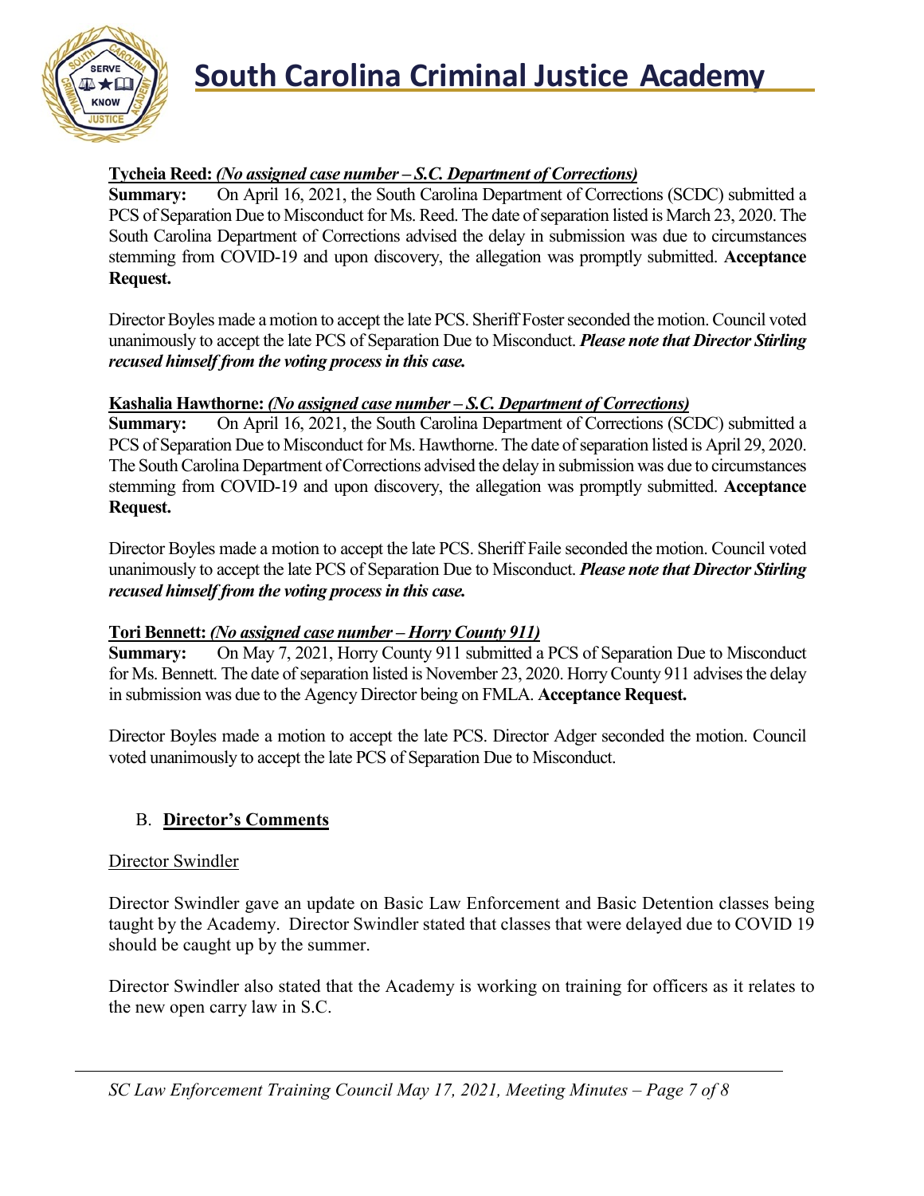**Tycheia Reed:** ***(No assigned case number – S.C. Department of Corrections)***
**Summary:** On April 16, 2021, the South Carolina Department of Corrections (SCDC) submitted a PCS of Separation Due to Misconduct for Ms. Reed. The date of separation listed is March 23, 2020. The South Carolina Department of Corrections advised the delay in submission was due to circumstances stemming from COVID-19 and upon discovery, the allegation was promptly submitted. **Acceptance Request.**

Director Boyles made a motion to accept the late PCS. Sheriff Foster seconded the motion. Council voted unanimously to accept the late PCS of Separation Due to Misconduct. ***Please note that Director Stirling recused himself from the voting process in this case.***

**Kashalia Hawthorne:** ***(No assigned case number – S.C. Department of Corrections)***
**Summary:** On April 16, 2021, the South Carolina Department of Corrections (SCDC) submitted a PCS of Separation Due to Misconduct for Ms. Hawthorne. The date of separation listed is April 29, 2020. The South Carolina Department of Corrections advised the delay in submission was due to circumstances stemming from COVID-19 and upon discovery, the allegation was promptly submitted. **Acceptance Request.**

Director Boyles made a motion to accept the late PCS. Sheriff Faile seconded the motion. Council voted unanimously to accept the late PCS of Separation Due to Misconduct. ***Please note that Director Stirling recused himself from the voting process in this case.***

**Tori Bennett:** ***(No assigned case number – Horry County 911)***
**Summary:** On May 7, 2021, Horry County 911 submitted a PCS of Separation Due to Misconduct for Ms. Bennett. The date of separation listed is November 23, 2020. Horry County 911 advises the delay in submission was due to the Agency Director being on FMLA. **Acceptance Request.**

Director Boyles made a motion to accept the late PCS. Director Adger seconded the motion. Council voted unanimously to accept the late PCS of Separation Due to Misconduct.

## B. **Director's Comments**

Director Swindler

Director Swindler gave an update on Basic Law Enforcement and Basic Detention classes being taught by the Academy. Director Swindler stated that classes that were delayed due to COVID 19 should be caught up by the summer.

Director Swindler also stated that the Academy is working on training for officers as it relates to the new open carry law in S.C.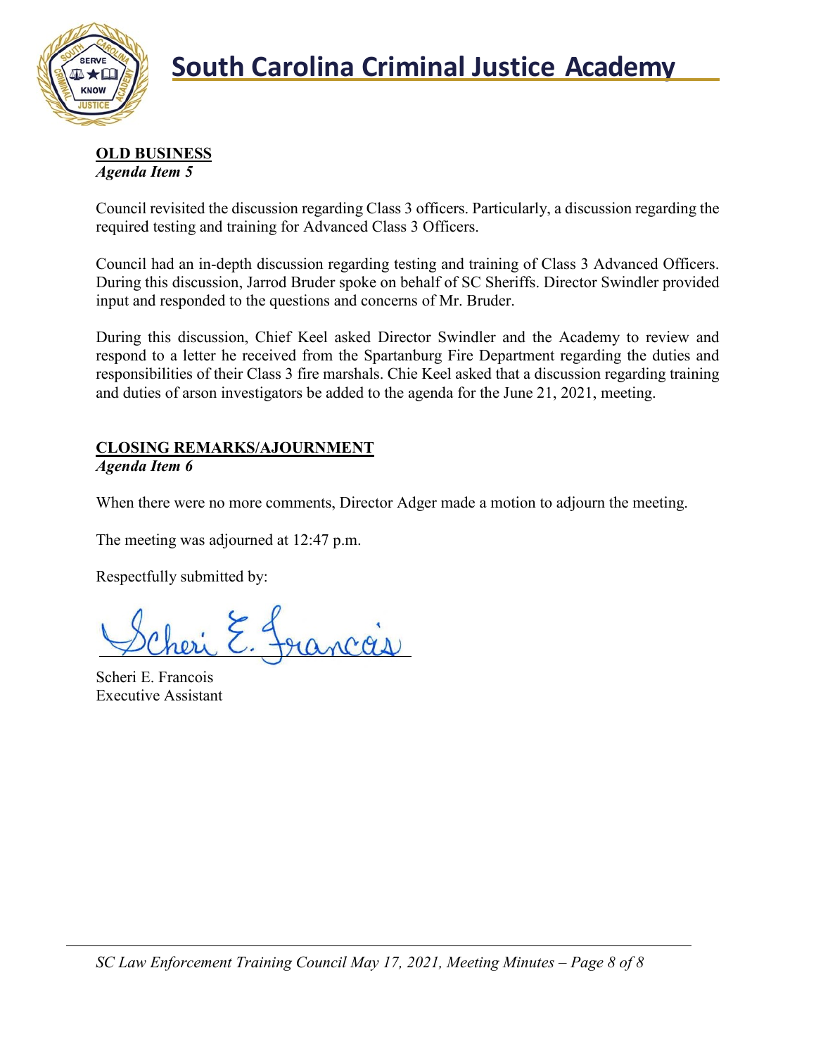**OLD BUSINESS**
*Agenda Item 5*

Council revisited the discussion regarding Class 3 officers. Particularly, a discussion regarding the required testing and training for Advanced Class 3 Officers.

Council had an in-depth discussion regarding testing and training of Class 3 Advanced Officers. During this discussion, Jarrod Bruder spoke on behalf of SC Sheriffs. Director Swindler provided input and responded to the questions and concerns of Mr. Bruder.

During this discussion, Chief Keel asked Director Swindler and the Academy to review and respond to a letter he received from the Spartanburg Fire Department regarding the duties and responsibilities of their Class 3 fire marshals. Chie Keel asked that a discussion regarding training and duties of arson investigators be added to the agenda for the June 21, 2021, meeting.

**CLOSING REMARKS/AJOURNMENT**
*Agenda Item 6*

When there were no more comments, Director Adger made a motion to adjourn the meeting.

The meeting was adjourned at 12:47 p.m.

Respectfully submitted by:

Scheri E. Francois
Executive Assistant